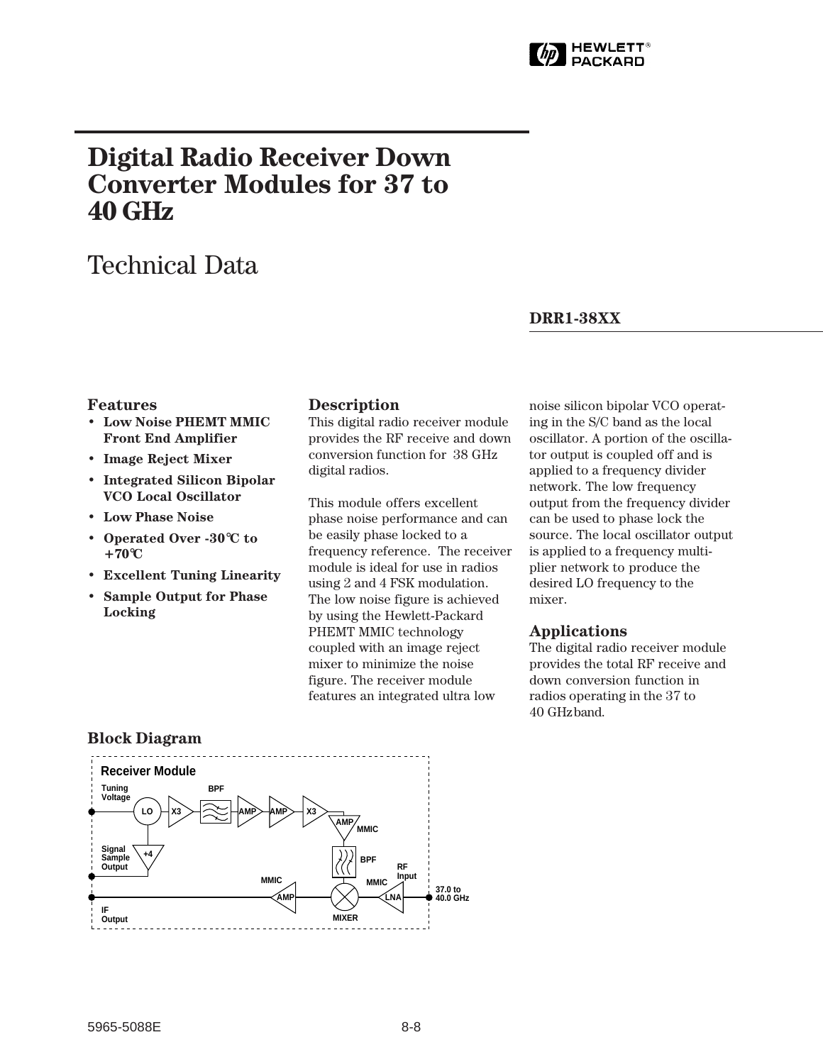# Digital Radio Receiver Down Converter Modules for 37 to 40 GHz

## Technical Data

**DRR1-38XX**

### Features

- **Low Noise PHEMT MMIC Front End Amplifier**
- **Image Reject Mixer**
- **Integrated Silicon Bipolar VCO Local Oscillator**
- **Low Phase Noise**
- **Operated Over -30°C to +70°C**
- **Excellent Tuning Linearity**
- **Sample Output for Phase Locking**

### Description

This digital radio receiver module provides the RF receive and down conversion function for 38 GHz digital radios.

This module offers excellent phase noise performance and can be easily phase locked to a frequency reference. The receiver module is ideal for use in radios using 2 and 4 FSK modulation. The low noise figure is achieved by using the Hewlett-Packard PHEMT MMIC technology coupled with an image reject mixer to minimize the noise figure. The receiver module features an integrated ultra low noise silicon bipolar VCO operating in the S/C band as the local oscillator. A portion of the oscillator output is coupled off and is applied to a frequency divider network. The low frequency output from the frequency divider can be used to phase lock the source. The local oscillator output is applied to a frequency multiplier network to produce the desired LO frequency to the mixer.

### Applications

The digital radio receiver module provides the total RF receive and down conversion function in radios operating in the 37 to 40 GHz band.

### Block Diagram

Receiver Module

Tuning Voltage

LO

X3

BPF

AMP

AMP

X3

AMP

MMIC

Signal Sample Output

÷4

BPF

RF Input

MMIC

MMIC

AMP

MIXER

LNA

37.0 to 40.0 GHz

IF Output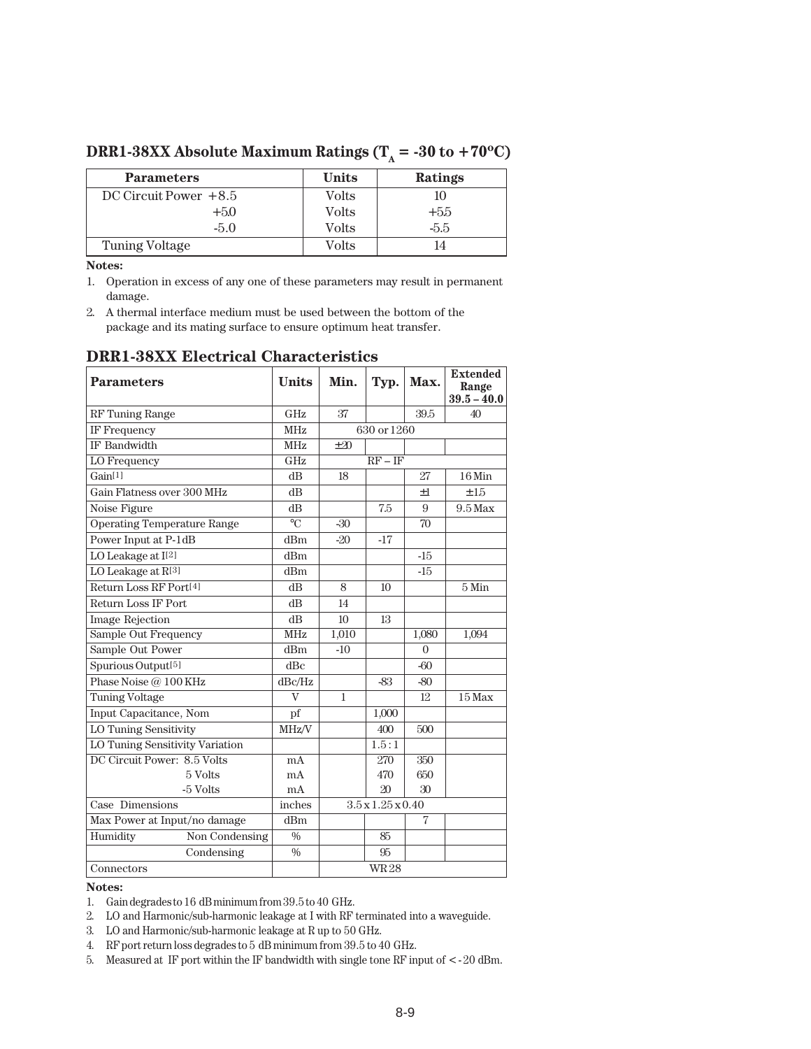## DRR1-38XX Absolute Maximum Ratings ($T_A$ = -30 to +70°C)

| Parameters | Units | Ratings |
|---|---|---|
| DC Circuit Power +8.5 | Volts | 10 |
| +5.0 | Volts | +5.5 |
| -5.0 | Volts | -5.5 |
| Tuning Voltage | Volts | 14 |

**Notes:**

1. Operation in excess of any one of these parameters may result in permanent damage.
2. A thermal interface medium must be used between the bottom of the package and its mating surface to ensure optimum heat transfer.

## DRR1-38XX Electrical Characteristics

| Parameters | Units | Min. | Typ. | Max. | Extended Range 39.5 – 40.0 |
|---|---|---|---|---|---|
| RF Tuning Range | GHz | 37 | | 39.5 | 40 |
| IF Frequency | MHz | 630 or 1260 | | | |
| IF Bandwidth | MHz | ±20 | | | |
| LO Frequency | GHz | RF – IF | | | |
| Gain[1] | dB | 18 | | 27 | 16 Min |
| Gain Flatness over 300 MHz | dB | | | ±1 | ±1.5 |
| Noise Figure | dB | | 7.5 | 9 | 9.5 Max |
| Operating Temperature Range | °C | -30 | | 70 | |
| Power Input at P-1dB | dBm | -20 | -17 | | |
| LO Leakage at I[2] | dBm | | | -15 | |
| LO Leakage at R[3] | dBm | | | -15 | |
| Return Loss RF Port[4] | dB | 8 | 10 | | 5 Min |
| Return Loss IF Port | dB | 14 | | | |
| Image Rejection | dB | 10 | 13 | | |
| Sample Out Frequency | MHz | 1,010 | | 1,080 | 1,094 |
| Sample Out Power | dBm | -10 | | 0 | |
| Spurious Output[5] | dBc | | | -60 | |
| Phase Noise @ 100 KHz | dBc/Hz | | -83 | -80 | |
| Tuning Voltage | V | 1 | | 12 | 15 Max |
| Input Capacitance, Nom | pf | | 1,000 | | |
| LO Tuning Sensitivity | MHz/V | | 400 | 500 | |
| LO Tuning Sensitivity Variation | | | 1.5 : 1 | | |
| DC Circuit Power: 8.5 Volts | mA | | 270 | 350 | |
| 5 Volts | mA | | 470 | 650 | |
| -5 Volts | mA | | 20 | 30 | |
| Case Dimensions | inches | 3.5 x 1.25 x 0.40 | | | |
| Max Power at Input/no damage | dBm | | | 7 | |
| Humidity Non Condensing | % | | 85 | | |
| Condensing | % | | 95 | | |
| Connectors | | WR 28 | | | |

**Notes:**

1. Gain degrades to 16 dB minimum from 39.5 to 40 GHz.
2. LO and Harmonic/sub-harmonic leakage at I with RF terminated into a waveguide.
3. LO and Harmonic/sub-harmonic leakage at R up to 50 GHz.
4. RF port return loss degrades to 5 dB minimum from 39.5 to 40 GHz.
5. Measured at IF port within the IF bandwidth with single tone RF input of < -20 dBm.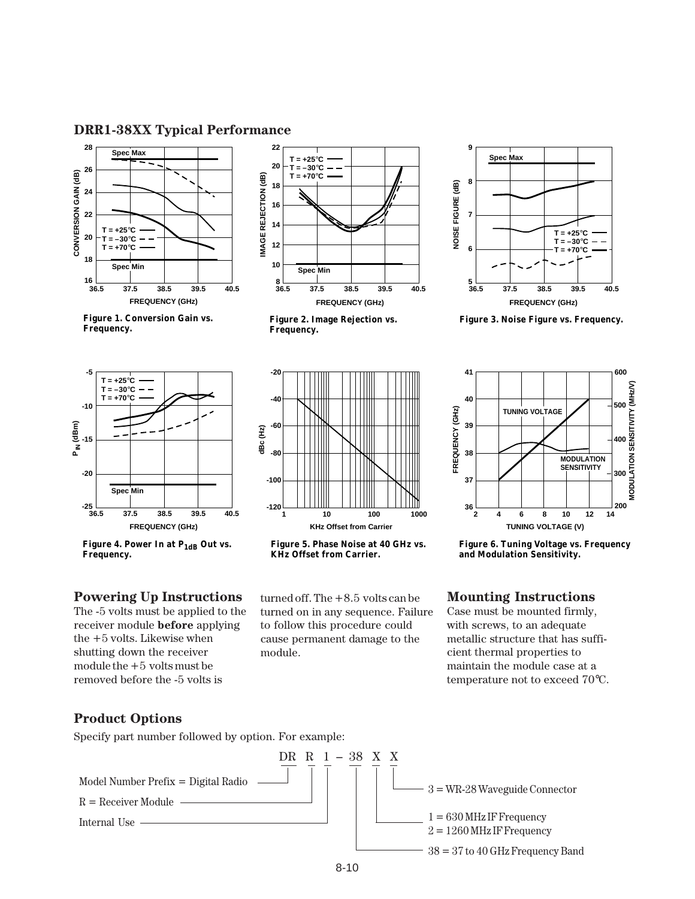## DRR1-38XX Typical Performance

28
26
24
22
20
18
16
Spec Max
T = +25°C
T = –30°C
T = +70°C
Spec Min
CONVERSION GAIN (dB)
36.5 37.5 38.5 39.5 40.5
FREQUENCY (GHz)

**Figure 1. Conversion Gain vs. Frequency.**

22
20
18
16
14
12
10
8
T = +25°C
T = –30°C
T = +70°C
Spec Min
IMAGE REJECTION (dB)
36.5 37.5 38.5 39.5 40.5
FREQUENCY (GHz)

**Figure 2. Image Rejection vs. Frequency.**

9
8
7
6
5
Spec Max
T = +25°C
T = –30°C
T = +70°C
NOISE FIGURE (dB)
36.5 37.5 38.5 39.5 40.5
FREQUENCY (GHz)

**Figure 3. Noise Figure vs. Frequency.**

-5
-10
-15
-20
-25
T = +25°C
T = –30°C
T = +70°C
Spec Min
$P_{IN}$ (dBm)
36.5 37.5 38.5 39.5 40.5
FREQUENCY (GHz)

**Figure 4. Power In at $P_{1dB}$ Out vs. Frequency.**

-20
-40
-60
-80
-100
-120
dBc (Hz)
1 10 100 1000
KHz Offset from Carrier

**Figure 5. Phase Noise at 40 GHz vs. KHz Offset from Carrier.**

41
40
39
38
37
36
600
500
400
300
200
TUNING VOLTAGE
MODULATION SENSITIVITY
FREQUENCY (GHz)
MODULATION SENSITIVITY (MHz/V)
2 4 6 8 10 12 14
TUNING VOLTAGE (V)

**Figure 6. Tuning Voltage vs. Frequency and Modulation Sensitivity.**

## Powering Up Instructions

The -5 volts must be applied to the receiver module **before** applying the +5 volts. Likewise when shutting down the receiver module the +5 volts must be removed before the -5 volts is turned off. The +8.5 volts can be turned on in any sequence. Failure to follow this procedure could cause permanent damage to the module.

## Mounting Instructions

Case must be mounted firmly, with screws, to an adequate metallic structure that has sufficient thermal properties to maintain the module case at a temperature not to exceed 70°C.

## Product Options

Specify part number followed by option. For example:

DR R 1 – 38 X X

- Model Number Prefix = Digital Radio
- R = Receiver Module
- Internal Use
- 38 = 37 to 40 GHz Frequency Band
- 1 = 630 MHz IF Frequency
- 2 = 1260 MHz IF Frequency
- 3 = WR-28 Waveguide Connector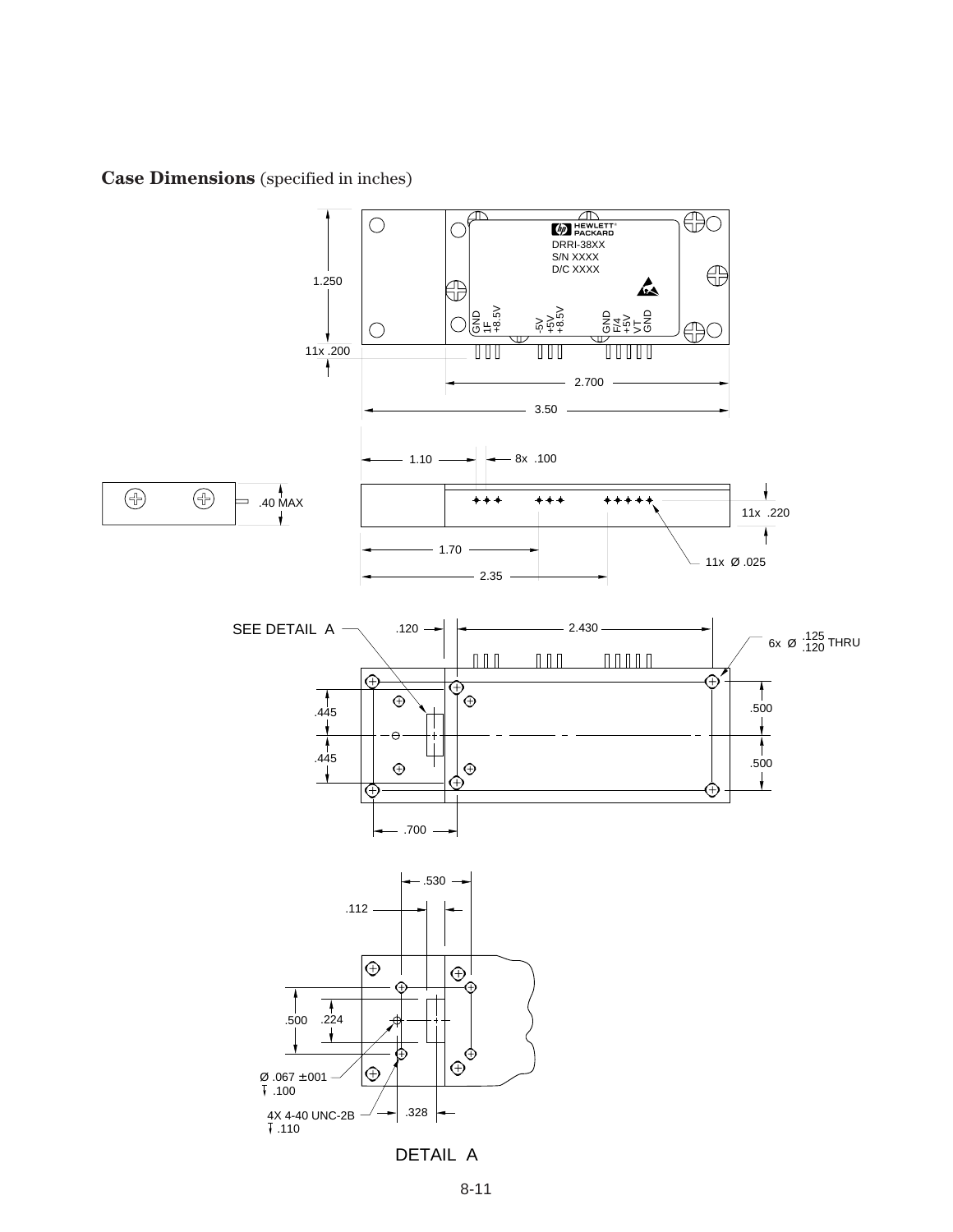**Case Dimensions** (specified in inches)

HEWLETT PACKARD
DRRI-38XX
S/N XXXX
D/C XXXX

GND
1F
+8.5V

-5V
+5V
+8.5V

GND
F/4
+5V
VT
GND

1.250

11x .200

2.700

3.50

1.10

8x .100

.40 MAX

11x .220

1.70

2.35

11x Ø .025

SEE DETAIL A

.120

2.430

6x Ø .125/.120 THRU

.445

.445

.500

.500

.700

.530

.112

.500

.224

Ø .067 ±001
↧ .100

4X 4-40 UNC-2B
↧ .110

.328

DETAIL A